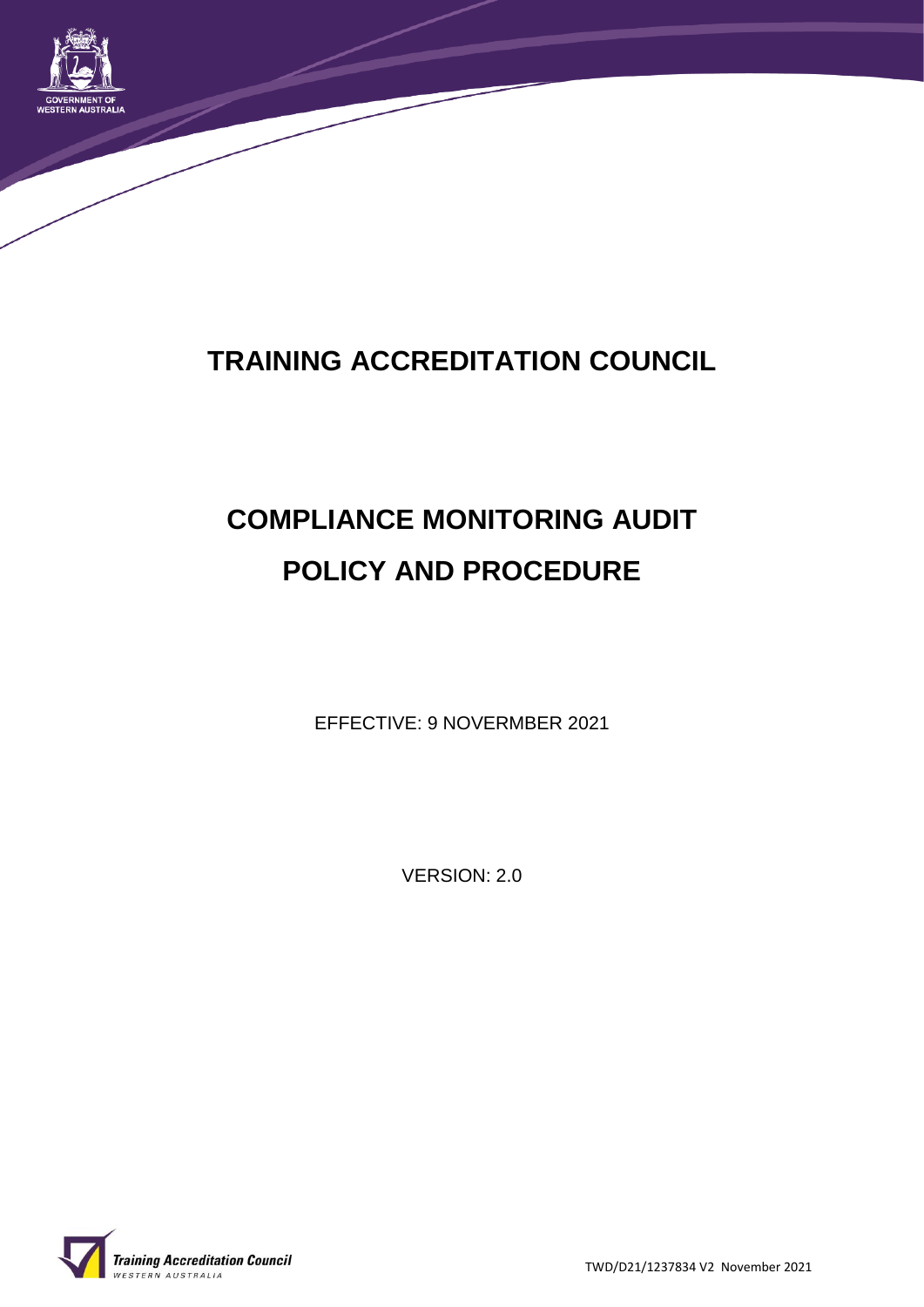# TRAINING ACCREDITATION COUNCIL

# COMPLIANCE MONITORING AUDIT POLICY AND PROCEDURE

EFFECTIVE: 9 NOVERMBER 2021

VERSION: 2.0

TWD/D21/1237834 V2 November 2021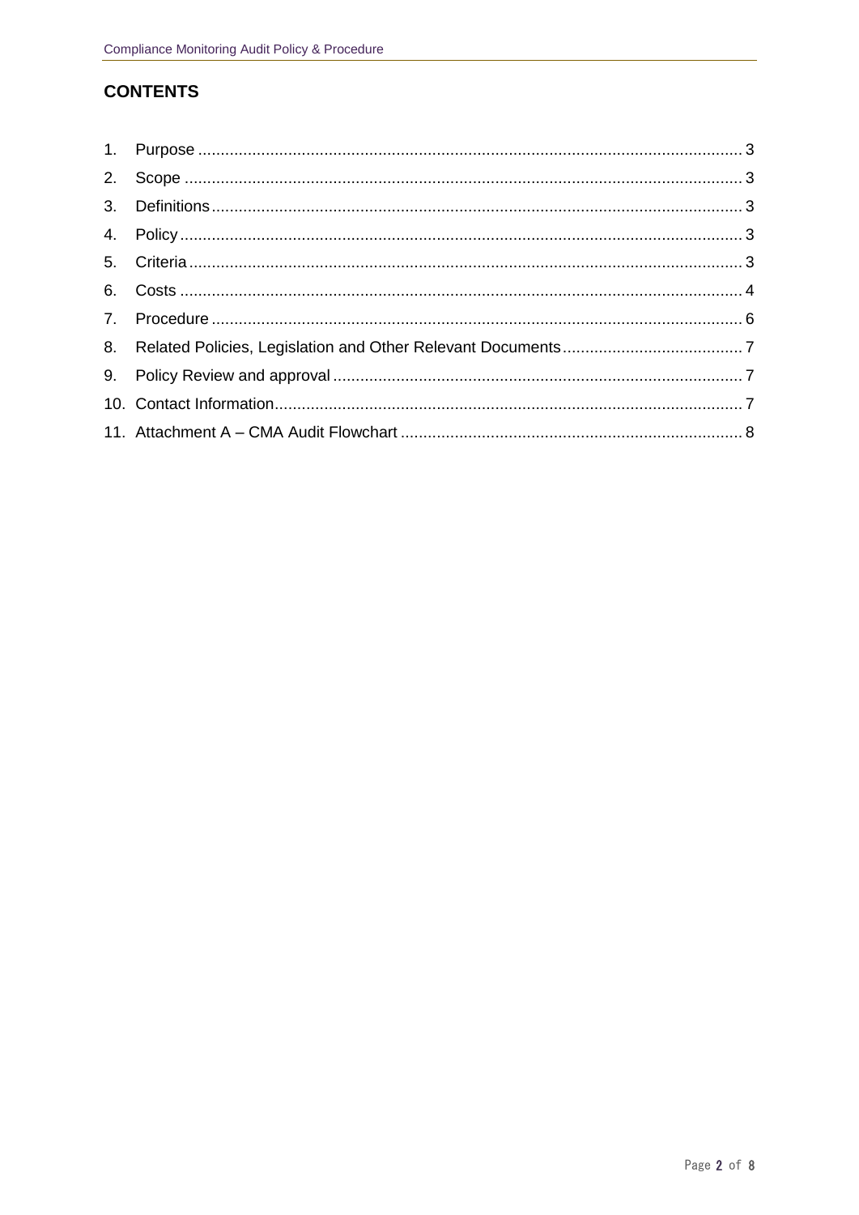## CONTENTS

1. Purpose ........................................................................................................................ 3
2. Scope ........................................................................................................................... 3
3. Definitions ..................................................................................................................... 3
4. Policy ............................................................................................................................ 3
5. Criteria .......................................................................................................................... 3
6. Costs ............................................................................................................................ 4
7. Procedure ..................................................................................................................... 6
8. Related Policies, Legislation and Other Relevant Documents ........................................ 7
9. Policy Review and approval .......................................................................................... 7
10. Contact Information ....................................................................................................... 7
11. Attachment A – CMA Audit Flowchart ............................................................................ 8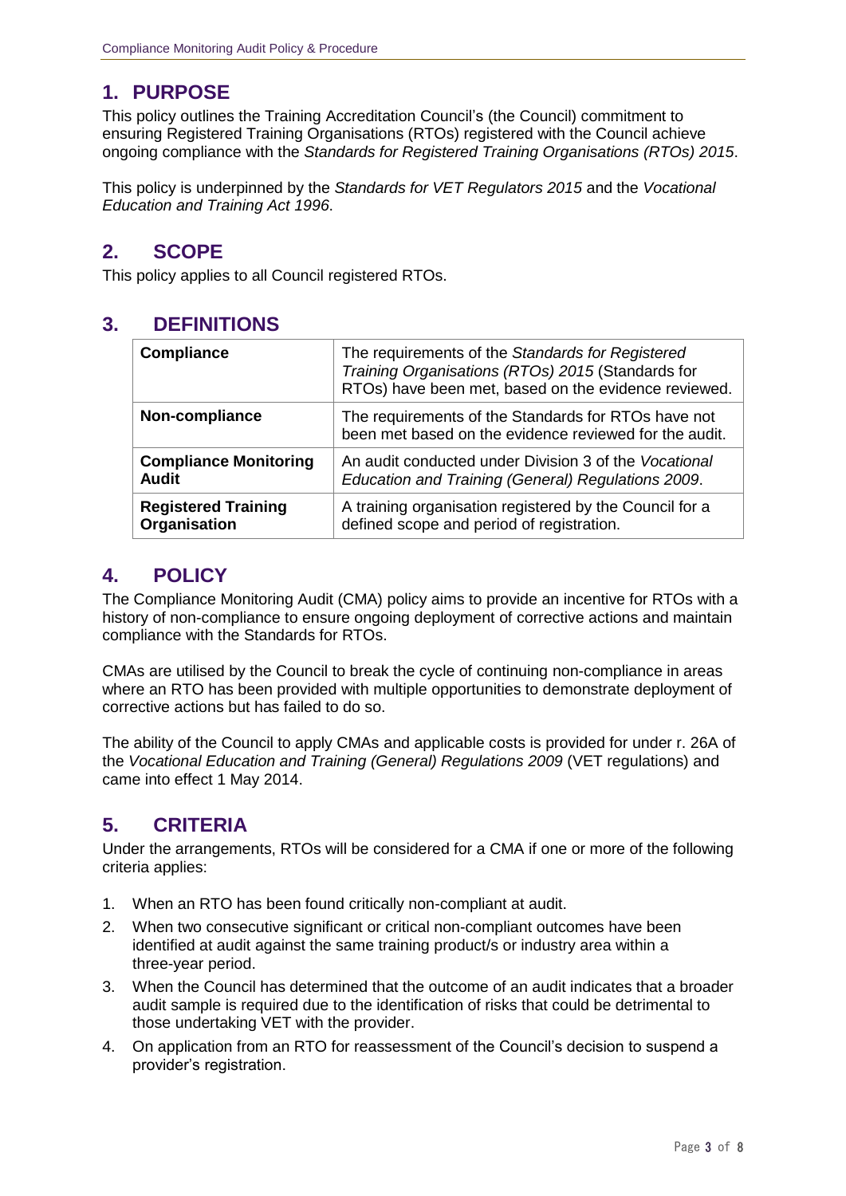## 1. PURPOSE

This policy outlines the Training Accreditation Council's (the Council) commitment to ensuring Registered Training Organisations (RTOs) registered with the Council achieve ongoing compliance with the *Standards for Registered Training Organisations (RTOs) 2015*.

This policy is underpinned by the *Standards for VET Regulators 2015* and the *Vocational Education and Training Act 1996*.

## 2. SCOPE

This policy applies to all Council registered RTOs.

## 3. DEFINITIONS

| | |
|---|---|
| **Compliance** | The requirements of the *Standards for Registered Training Organisations (RTOs) 2015* (Standards for RTOs) have been met, based on the evidence reviewed. |
| **Non-compliance** | The requirements of the Standards for RTOs have not been met based on the evidence reviewed for the audit. |
| **Compliance Monitoring Audit** | An audit conducted under Division 3 of the *Vocational Education and Training (General) Regulations 2009*. |
| **Registered Training Organisation** | A training organisation registered by the Council for a defined scope and period of registration. |

## 4. POLICY

The Compliance Monitoring Audit (CMA) policy aims to provide an incentive for RTOs with a history of non-compliance to ensure ongoing deployment of corrective actions and maintain compliance with the Standards for RTOs.

CMAs are utilised by the Council to break the cycle of continuing non-compliance in areas where an RTO has been provided with multiple opportunities to demonstrate deployment of corrective actions but has failed to do so.

The ability of the Council to apply CMAs and applicable costs is provided for under r. 26A of the *Vocational Education and Training (General) Regulations 2009* (VET regulations) and came into effect 1 May 2014.

## 5. CRITERIA

Under the arrangements, RTOs will be considered for a CMA if one or more of the following criteria applies:

1. When an RTO has been found critically non-compliant at audit.
2. When two consecutive significant or critical non-compliant outcomes have been identified at audit against the same training product/s or industry area within a three-year period.
3. When the Council has determined that the outcome of an audit indicates that a broader audit sample is required due to the identification of risks that could be detrimental to those undertaking VET with the provider.
4. On application from an RTO for reassessment of the Council's decision to suspend a provider's registration.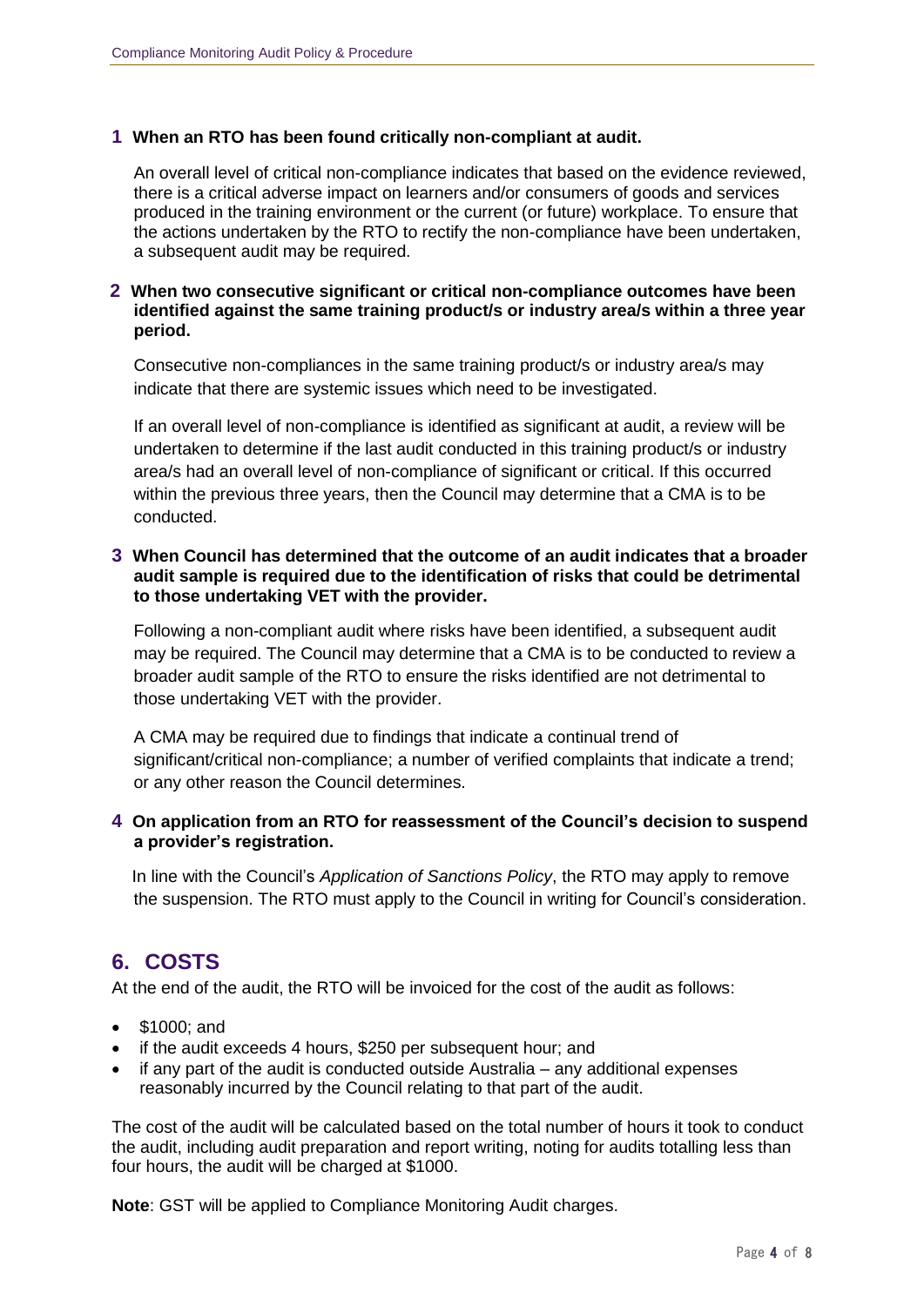**1 When an RTO has been found critically non-compliant at audit.**

An overall level of critical non-compliance indicates that based on the evidence reviewed, there is a critical adverse impact on learners and/or consumers of goods and services produced in the training environment or the current (or future) workplace. To ensure that the actions undertaken by the RTO to rectify the non-compliance have been undertaken, a subsequent audit may be required.

**2 When two consecutive significant or critical non-compliance outcomes have been identified against the same training product/s or industry area/s within a three year period.**

Consecutive non-compliances in the same training product/s or industry area/s may indicate that there are systemic issues which need to be investigated.

If an overall level of non-compliance is identified as significant at audit, a review will be undertaken to determine if the last audit conducted in this training product/s or industry area/s had an overall level of non-compliance of significant or critical. If this occurred within the previous three years, then the Council may determine that a CMA is to be conducted.

**3 When Council has determined that the outcome of an audit indicates that a broader audit sample is required due to the identification of risks that could be detrimental to those undertaking VET with the provider.**

Following a non-compliant audit where risks have been identified, a subsequent audit may be required. The Council may determine that a CMA is to be conducted to review a broader audit sample of the RTO to ensure the risks identified are not detrimental to those undertaking VET with the provider.

A CMA may be required due to findings that indicate a continual trend of significant/critical non-compliance; a number of verified complaints that indicate a trend; or any other reason the Council determines.

**4 On application from an RTO for reassessment of the Council's decision to suspend a provider's registration.**

In line with the Council's *Application of Sanctions Policy*, the RTO may apply to remove the suspension. The RTO must apply to the Council in writing for Council's consideration.

## 6. COSTS

At the end of the audit, the RTO will be invoiced for the cost of the audit as follows:

- $1000; and
- if the audit exceeds 4 hours, $250 per subsequent hour; and
- if any part of the audit is conducted outside Australia – any additional expenses reasonably incurred by the Council relating to that part of the audit.

The cost of the audit will be calculated based on the total number of hours it took to conduct the audit, including audit preparation and report writing, noting for audits totalling less than four hours, the audit will be charged at $1000.

**Note**: GST will be applied to Compliance Monitoring Audit charges.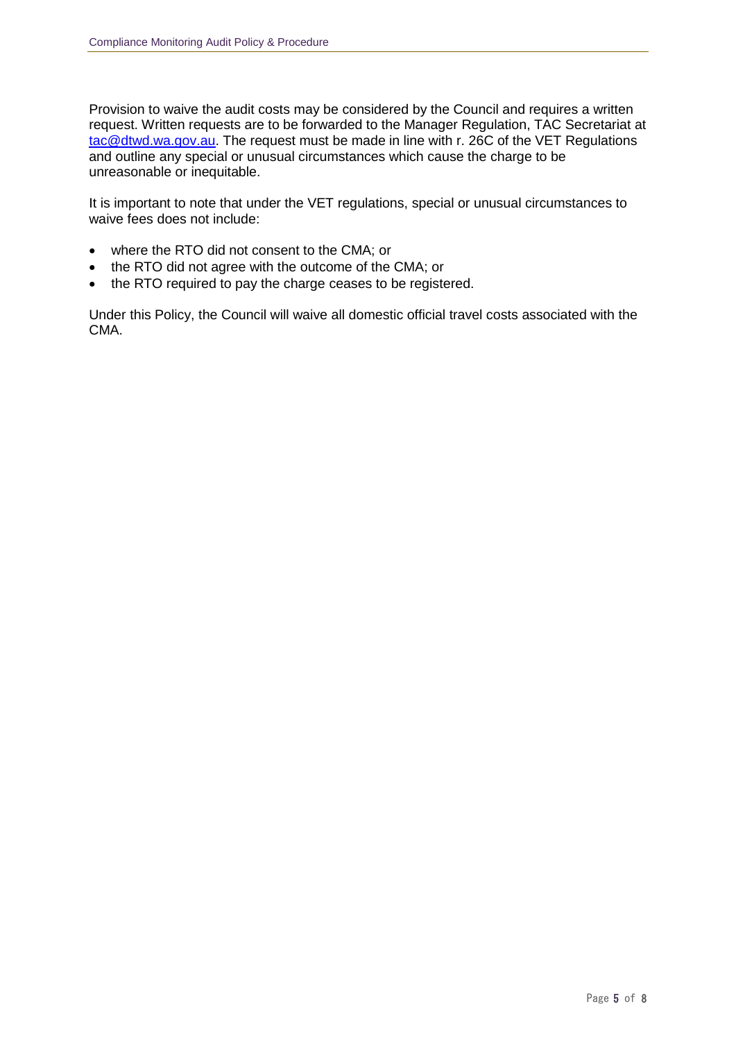Provision to waive the audit costs may be considered by the Council and requires a written request. Written requests are to be forwarded to the Manager Regulation, TAC Secretariat at [tac@dtwd.wa.gov.au](mailto:tac@dtwd.wa.gov.au). The request must be made in line with r. 26C of the VET Regulations and outline any special or unusual circumstances which cause the charge to be unreasonable or inequitable.

It is important to note that under the VET regulations, special or unusual circumstances to waive fees does not include:

- where the RTO did not consent to the CMA; or
- the RTO did not agree with the outcome of the CMA; or
- the RTO required to pay the charge ceases to be registered.

Under this Policy, the Council will waive all domestic official travel costs associated with the CMA.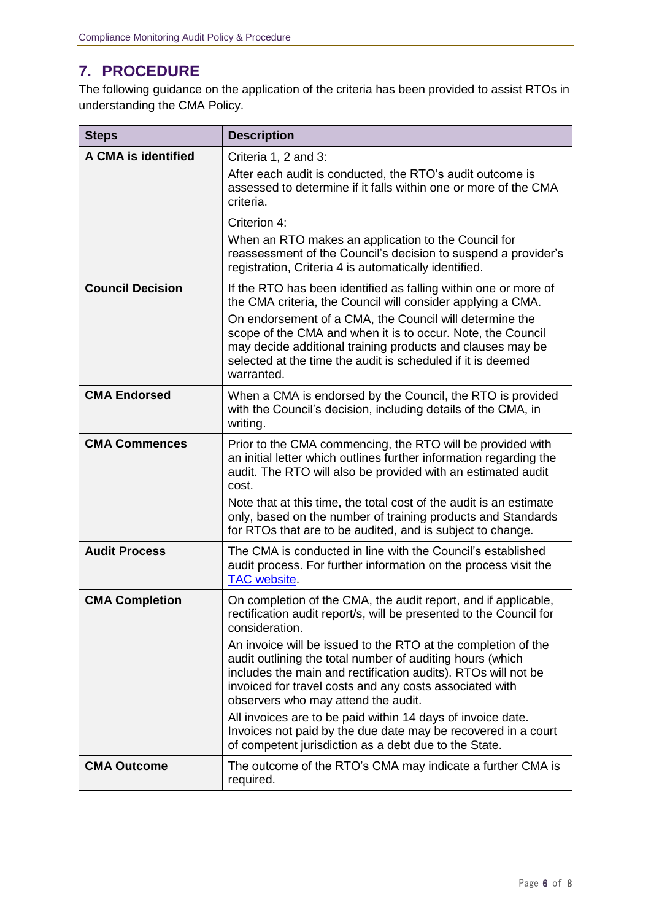## 7. PROCEDURE

The following guidance on the application of the criteria has been provided to assist RTOs in understanding the CMA Policy.

| Steps | Description |
|---|---|
| **A CMA is identified** | Criteria 1, 2 and 3:<br>After each audit is conducted, the RTO's audit outcome is assessed to determine if it falls within one or more of the CMA criteria. |
| | Criterion 4:<br>When an RTO makes an application to the Council for reassessment of the Council's decision to suspend a provider's registration, Criteria 4 is automatically identified. |
| **Council Decision** | If the RTO has been identified as falling within one or more of the CMA criteria, the Council will consider applying a CMA.<br>On endorsement of a CMA, the Council will determine the scope of the CMA and when it is to occur. Note, the Council may decide additional training products and clauses may be selected at the time the audit is scheduled if it is deemed warranted. |
| **CMA Endorsed** | When a CMA is endorsed by the Council, the RTO is provided with the Council's decision, including details of the CMA, in writing. |
| **CMA Commences** | Prior to the CMA commencing, the RTO will be provided with an initial letter which outlines further information regarding the audit. The RTO will also be provided with an estimated audit cost.<br>Note that at this time, the total cost of the audit is an estimate only, based on the number of training products and Standards for RTOs that are to be audited, and is subject to change. |
| **Audit Process** | The CMA is conducted in line with the Council's established audit process. For further information on the process visit the [TAC website](). |
| **CMA Completion** | On completion of the CMA, the audit report, and if applicable, rectification audit report/s, will be presented to the Council for consideration.<br>An invoice will be issued to the RTO at the completion of the audit outlining the total number of auditing hours (which includes the main and rectification audits). RTOs will not be invoiced for travel costs and any costs associated with observers who may attend the audit.<br>All invoices are to be paid within 14 days of invoice date. Invoices not paid by the due date may be recovered in a court of competent jurisdiction as a debt due to the State. |
| **CMA Outcome** | The outcome of the RTO's CMA may indicate a further CMA is required. |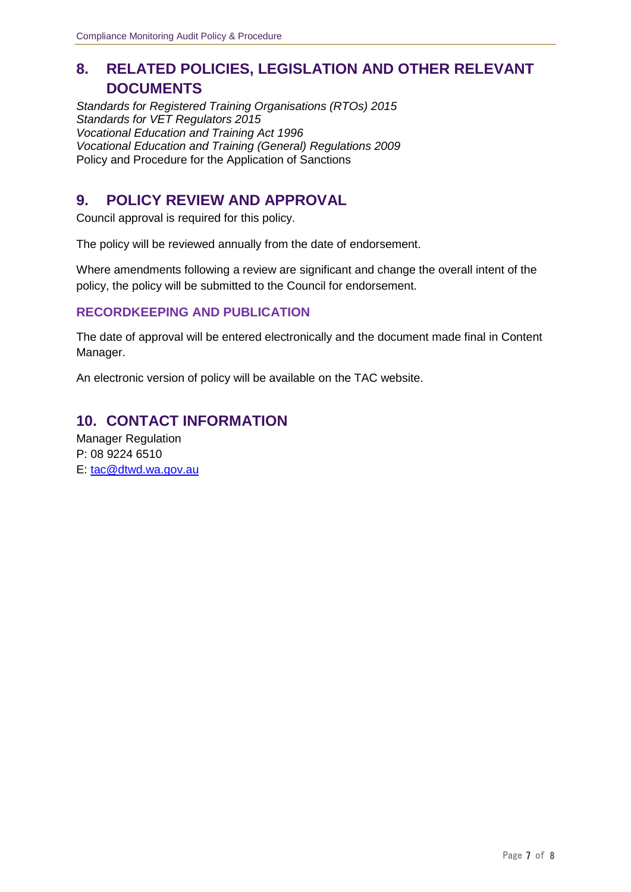## 8. RELATED POLICIES, LEGISLATION AND OTHER RELEVANT DOCUMENTS

*Standards for Registered Training Organisations (RTOs) 2015*
*Standards for VET Regulators 2015*
*Vocational Education and Training Act 1996*
*Vocational Education and Training (General) Regulations 2009*
Policy and Procedure for the Application of Sanctions

## 9. POLICY REVIEW AND APPROVAL

Council approval is required for this policy.

The policy will be reviewed annually from the date of endorsement.

Where amendments following a review are significant and change the overall intent of the policy, the policy will be submitted to the Council for endorsement.

### RECORDKEEPING AND PUBLICATION

The date of approval will be entered electronically and the document made final in Content Manager.

An electronic version of policy will be available on the TAC website.

## 10. CONTACT INFORMATION

Manager Regulation
P: 08 9224 6510
E: tac@dtwd.wa.gov.au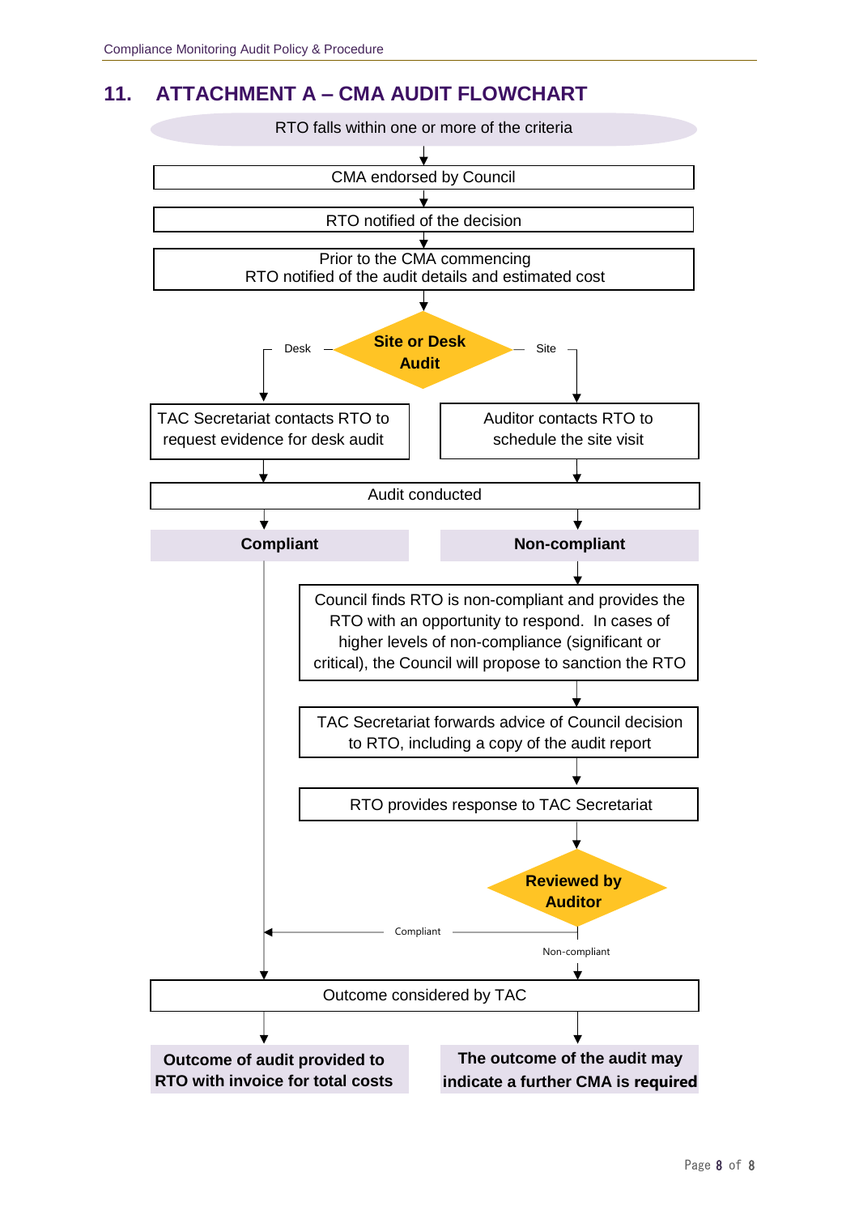## 11. ATTACHMENT A – CMA AUDIT FLOWCHART

RTO falls within one or more of the criteria

CMA endorsed by Council

RTO notified of the decision

Prior to the CMA commencing
RTO notified of the audit details and estimated cost

**Site or Desk Audit**

Desk

Site

TAC Secretariat contacts RTO to request evidence for desk audit

Auditor contacts RTO to schedule the site visit

Audit conducted

**Compliant**

**Non-compliant**

Council finds RTO is non-compliant and provides the RTO with an opportunity to respond. In cases of higher levels of non-compliance (significant or critical), the Council will propose to sanction the RTO

TAC Secretariat forwards advice of Council decision to RTO, including a copy of the audit report

RTO provides response to TAC Secretariat

**Reviewed by Auditor**

Compliant

Non-compliant

Outcome considered by TAC

**Outcome of audit provided to RTO with invoice for total costs**

**The outcome of the audit may indicate a further CMA is required**